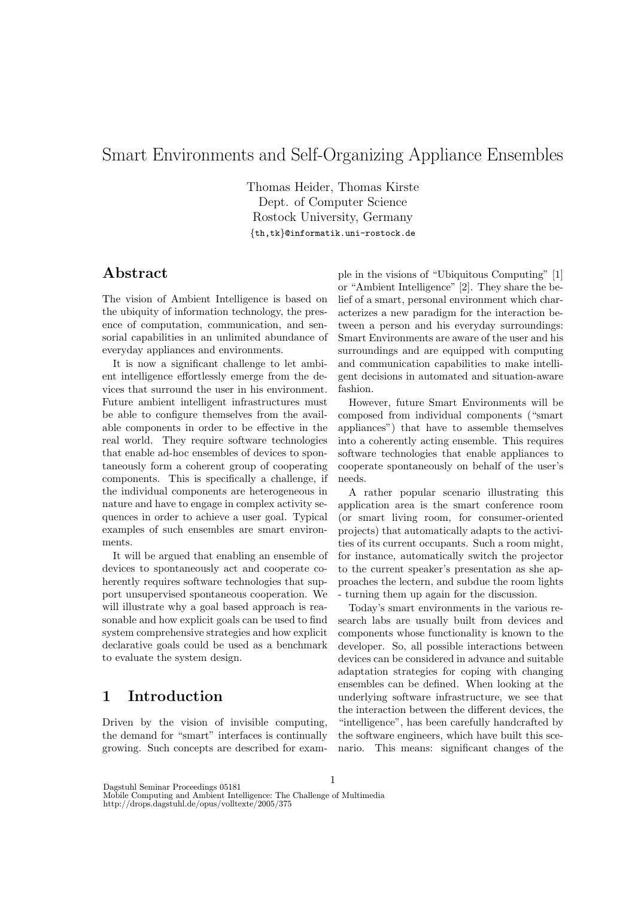# Smart Environments and Self-Organizing Appliance Ensembles

Thomas Heider, Thomas Kirste
Dept. of Computer Science
Rostock University, Germany
{th,tk}@informatik.uni-rostock.de

## Abstract

The vision of Ambient Intelligence is based on the ubiquity of information technology, the presence of computation, communication, and sensorial capabilities in an unlimited abundance of everyday appliances and environments.

It is now a significant challenge to let ambient intelligence effortlessly emerge from the devices that surround the user in his environment. Future ambient intelligent infrastructures must be able to configure themselves from the available components in order to be effective in the real world. They require software technologies that enable ad-hoc ensembles of devices to spontaneously form a coherent group of cooperating components. This is specifically a challenge, if the individual components are heterogeneous in nature and have to engage in complex activity sequences in order to achieve a user goal. Typical examples of such ensembles are smart environments.

It will be argued that enabling an ensemble of devices to spontaneously act and cooperate coherently requires software technologies that support unsupervised spontaneous cooperation. We will illustrate why a goal based approach is reasonable and how explicit goals can be used to find system comprehensive strategies and how explicit declarative goals could be used as a benchmark to evaluate the system design.

## 1 Introduction

Driven by the vision of invisible computing, the demand for "smart" interfaces is continually growing. Such concepts are described for example in the visions of "Ubiquitous Computing" [1] or "Ambient Intelligence" [2]. They share the belief of a smart, personal environment which characterizes a new paradigm for the interaction between a person and his everyday surroundings: Smart Environments are aware of the user and his surroundings and are equipped with computing and communication capabilities to make intelligent decisions in automated and situation-aware fashion.

However, future Smart Environments will be composed from individual components ("smart appliances") that have to assemble themselves into a coherently acting ensemble. This requires software technologies that enable appliances to cooperate spontaneously on behalf of the user's needs.

A rather popular scenario illustrating this application area is the smart conference room (or smart living room, for consumer-oriented projects) that automatically adapts to the activities of its current occupants. Such a room might, for instance, automatically switch the projector to the current speaker's presentation as she approaches the lectern, and subdue the room lights - turning them up again for the discussion.

Today's smart environments in the various research labs are usually built from devices and components whose functionality is known to the developer. So, all possible interactions between devices can be considered in advance and suitable adaptation strategies for coping with changing ensembles can be defined. When looking at the underlying software infrastructure, we see that the interaction between the different devices, the "intelligence", has been carefully handcrafted by the software engineers, which have built this scenario. This means: significant changes of the

Dagstuhl Seminar Proceedings 05181
Mobile Computing and Ambient Intelligence: The Challenge of Multimedia
http://drops.dagstuhl.de/opus/volltexte/2005/375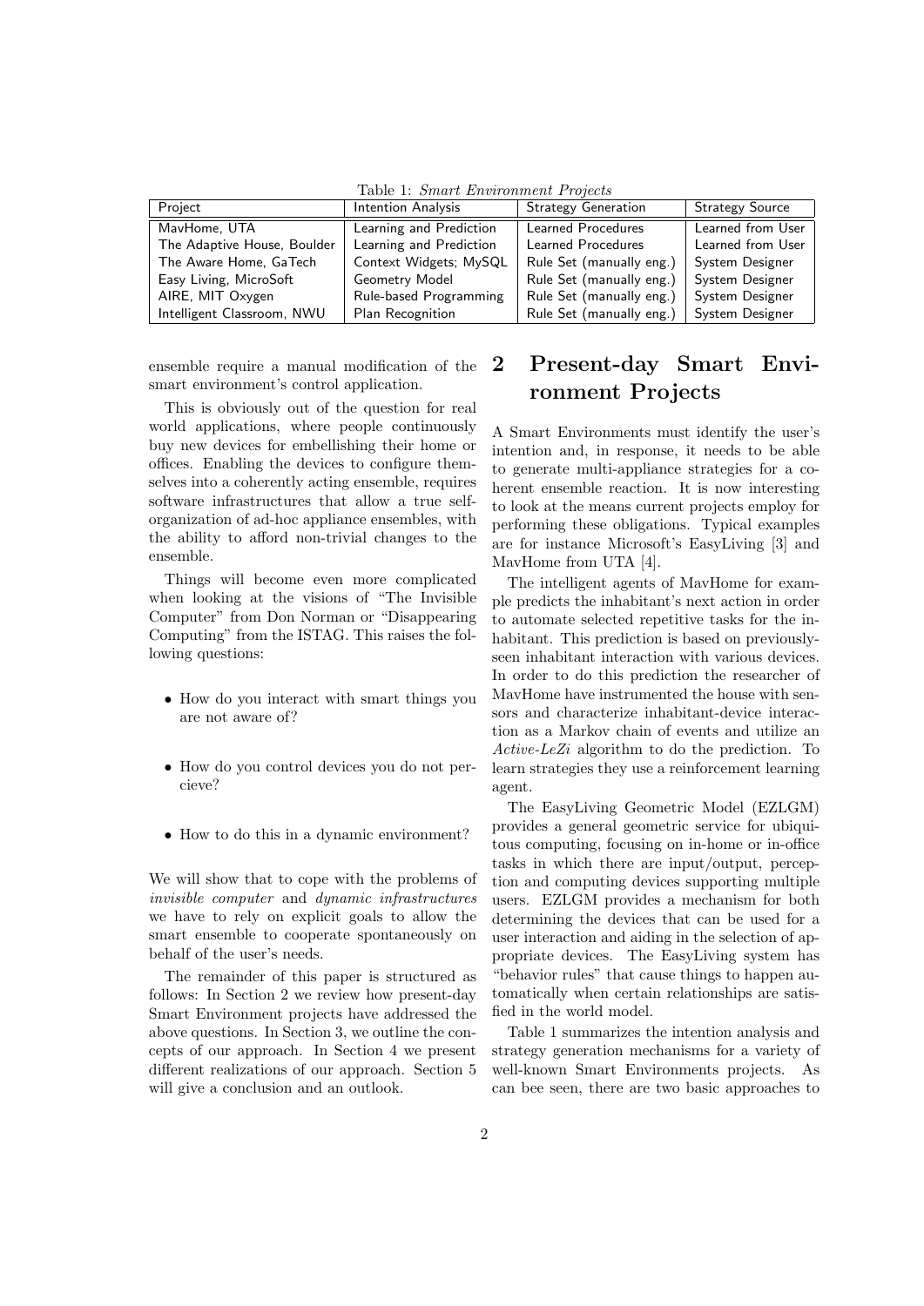Table 1: *Smart Environment Projects*

| Project | Intention Analysis | Strategy Generation | Strategy Source |
|---|---|---|---|
| MavHome, UTA | Learning and Prediction | Learned Procedures | Learned from User |
| The Adaptive House, Boulder | Learning and Prediction | Learned Procedures | Learned from User |
| The Aware Home, GaTech | Context Widgets; MySQL | Rule Set (manually eng.) | System Designer |
| Easy Living, MicroSoft | Geometry Model | Rule Set (manually eng.) | System Designer |
| AIRE, MIT Oxygen | Rule-based Programming | Rule Set (manually eng.) | System Designer |
| Intelligent Classroom, NWU | Plan Recognition | Rule Set (manually eng.) | System Designer |

ensemble require a manual modification of the smart environment's control application.

This is obviously out of the question for real world applications, where people continuously buy new devices for embellishing their home or offices. Enabling the devices to configure themselves into a coherently acting ensemble, requires software infrastructures that allow a true self-organization of ad-hoc appliance ensembles, with the ability to afford non-trivial changes to the ensemble.

Things will become even more complicated when looking at the visions of "The Invisible Computer" from Don Norman or "Disappearing Computing" from the ISTAG. This raises the following questions:

- How do you interact with smart things you are not aware of?
- How do you control devices you do not percieve?
- How to do this in a dynamic environment?

We will show that to cope with the problems of *invisible computer* and *dynamic infrastructures* we have to rely on explicit goals to allow the smart ensemble to cooperate spontaneously on behalf of the user's needs.

The remainder of this paper is structured as follows: In Section 2 we review how present-day Smart Environment projects have addressed the above questions. In Section 3, we outline the concepts of our approach. In Section 4 we present different realizations of our approach. Section 5 will give a conclusion and an outlook.

## 2 Present-day Smart Environment Projects

A Smart Environments must identify the user's intention and, in response, it needs to be able to generate multi-appliance strategies for a coherent ensemble reaction. It is now interesting to look at the means current projects employ for performing these obligations. Typical examples are for instance Microsoft's EasyLiving [3] and MavHome from UTA [4].

The intelligent agents of MavHome for example predicts the inhabitant's next action in order to automate selected repetitive tasks for the inhabitant. This prediction is based on previously-seen inhabitant interaction with various devices. In order to do this prediction the researcher of MavHome have instrumented the house with sensors and characterize inhabitant-device interaction as a Markov chain of events and utilize an *Active-LeZi* algorithm to do the prediction. To learn strategies they use a reinforcement learning agent.

The EasyLiving Geometric Model (EZLGM) provides a general geometric service for ubiquitous computing, focusing on in-home or in-office tasks in which there are input/output, perception and computing devices supporting multiple users. EZLGM provides a mechanism for both determining the devices that can be used for a user interaction and aiding in the selection of appropriate devices. The EasyLiving system has "behavior rules" that cause things to happen automatically when certain relationships are satisfied in the world model.

Table 1 summarizes the intention analysis and strategy generation mechanisms for a variety of well-known Smart Environments projects. As can bee seen, there are two basic approaches to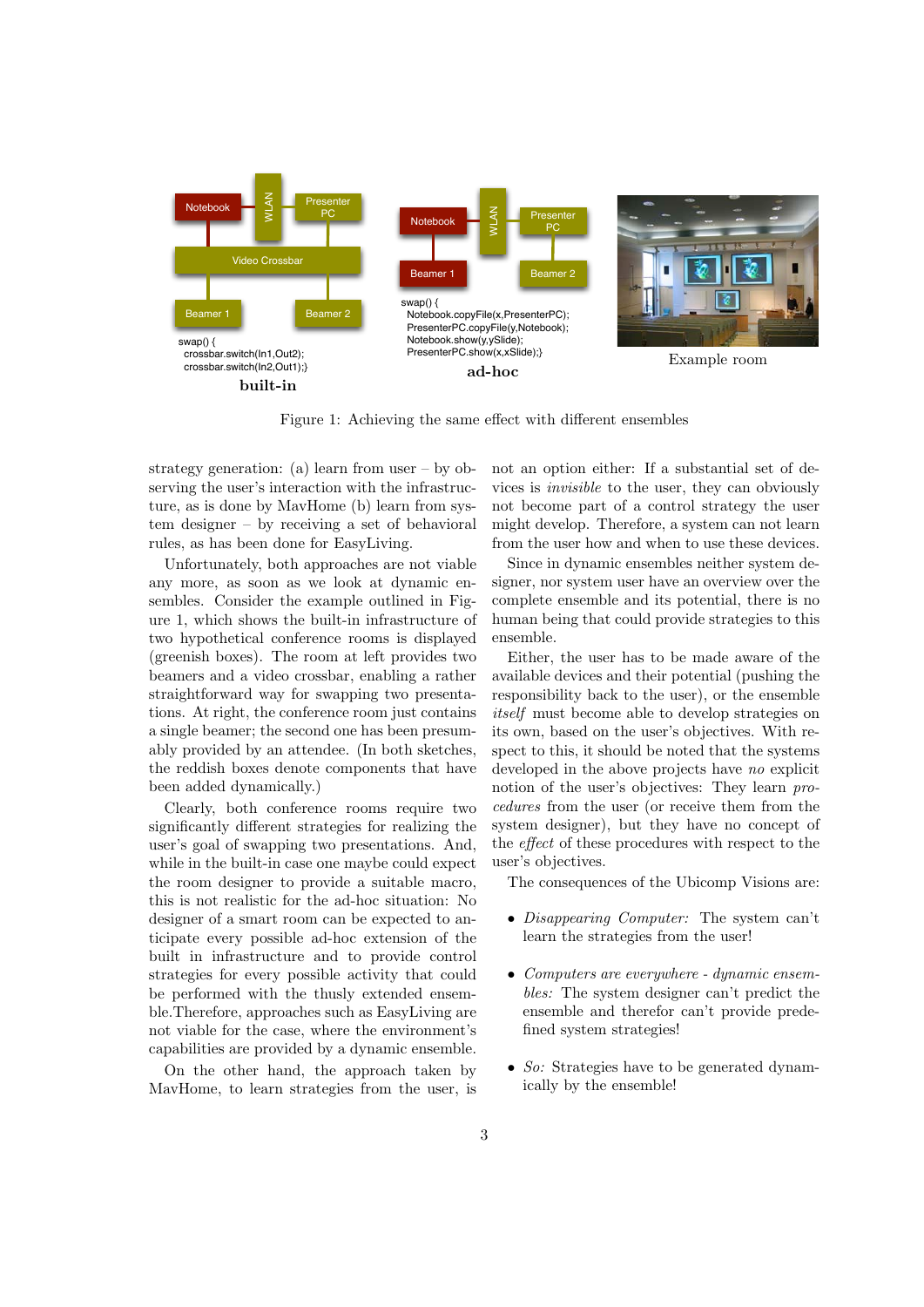Notebook
WLAN
Presenter PC
Video Crossbar
Beamer 1
Beamer 2

```
swap() {
  crossbar.switch(In1,Out2);
  crossbar.switch(In2,Out1);}
```

**built-in**

Notebook
WLAN
Presenter PC
Beamer 1
Beamer 2

```
swap() {
  Notebook.copyFile(x,PresenterPC);
  PresenterPC.copyFile(y,Notebook);
  Notebook.show(y,ySlide);
  PresenterPC.show(x,xSlide);}
```

**ad-hoc**

Example room

Figure 1: Achieving the same effect with different ensembles

strategy generation: (a) learn from user – by observing the user's interaction with the infrastructure, as is done by MavHome (b) learn from system designer – by receiving a set of behavioral rules, as has been done for EasyLiving.

Unfortunately, both approaches are not viable any more, as soon as we look at dynamic ensembles. Consider the example outlined in Figure 1, which shows the built-in infrastructure of two hypothetical conference rooms is displayed (greenish boxes). The room at left provides two beamers and a video crossbar, enabling a rather straightforward way for swapping two presentations. At right, the conference room just contains a single beamer; the second one has been presumably provided by an attendee. (In both sketches, the reddish boxes denote components that have been added dynamically.)

Clearly, both conference rooms require two significantly different strategies for realizing the user's goal of swapping two presentations. And, while in the built-in case one maybe could expect the room designer to provide a suitable macro, this is not realistic for the ad-hoc situation: No designer of a smart room can be expected to anticipate every possible ad-hoc extension of the built in infrastructure and to provide control strategies for every possible activity that could be performed with the thusly extended ensemble.Therefore, approaches such as EasyLiving are not viable for the case, where the environment's capabilities are provided by a dynamic ensemble.

On the other hand, the approach taken by MavHome, to learn strategies from the user, is not an option either: If a substantial set of devices is *invisible* to the user, they can obviously not become part of a control strategy the user might develop. Therefore, a system can not learn from the user how and when to use these devices.

Since in dynamic ensembles neither system designer, nor system user have an overview over the complete ensemble and its potential, there is no human being that could provide strategies to this ensemble.

Either, the user has to be made aware of the available devices and their potential (pushing the responsibility back to the user), or the ensemble *itself* must become able to develop strategies on its own, based on the user's objectives. With respect to this, it should be noted that the systems developed in the above projects have *no* explicit notion of the user's objectives: They learn *procedures* from the user (or receive them from the system designer), but they have no concept of the *effect* of these procedures with respect to the user's objectives.

The consequences of the Ubicomp Visions are:

- *Disappearing Computer:* The system can't learn the strategies from the user!
- *Computers are everywhere - dynamic ensembles:* The system designer can't predict the ensemble and therefor can't provide predefined system strategies!
- *So:* Strategies have to be generated dynamically by the ensemble!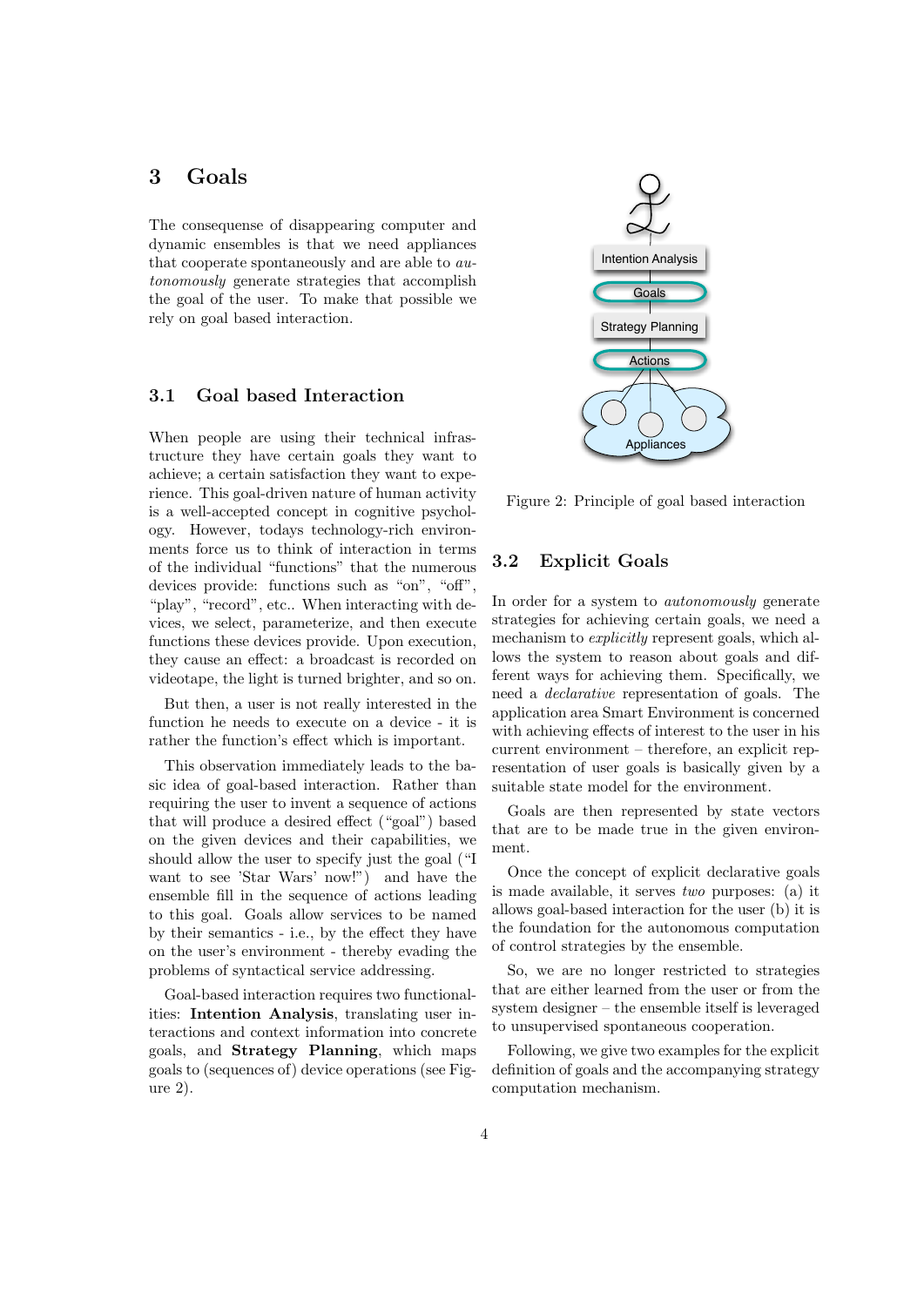# 3 Goals

The consequense of disappearing computer and dynamic ensembles is that we need appliances that cooperate spontaneously and are able to *autonomously* generate strategies that accomplish the goal of the user. To make that possible we rely on goal based interaction.

## 3.1 Goal based Interaction

When people are using their technical infrastructure they have certain goals they want to achieve; a certain satisfaction they want to experience. This goal-driven nature of human activity is a well-accepted concept in cognitive psychology. However, todays technology-rich environments force us to think of interaction in terms of the individual "functions" that the numerous devices provide: functions such as "on", "off", "play", "record", etc.. When interacting with devices, we select, parameterize, and then execute functions these devices provide. Upon execution, they cause an effect: a broadcast is recorded on videotape, the light is turned brighter, and so on.

But then, a user is not really interested in the function he needs to execute on a device - it is rather the function's effect which is important.

This observation immediately leads to the basic idea of goal-based interaction. Rather than requiring the user to invent a sequence of actions that will produce a desired effect ("goal") based on the given devices and their capabilities, we should allow the user to specify just the goal ("I want to see 'Star Wars' now!") and have the ensemble fill in the sequence of actions leading to this goal. Goals allow services to be named by their semantics - i.e., by the effect they have on the user's environment - thereby evading the problems of syntactical service addressing.

Goal-based interaction requires two functionalities: **Intention Analysis**, translating user interactions and context information into concrete goals, and **Strategy Planning**, which maps goals to (sequences of) device operations (see Figure 2).

Intention Analysis

Goals

Strategy Planning

Actions

Appliances

Figure 2: Principle of goal based interaction

## 3.2 Explicit Goals

In order for a system to *autonomously* generate strategies for achieving certain goals, we need a mechanism to *explicitly* represent goals, which allows the system to reason about goals and different ways for achieving them. Specifically, we need a *declarative* representation of goals. The application area Smart Environment is concerned with achieving effects of interest to the user in his current environment – therefore, an explicit representation of user goals is basically given by a suitable state model for the environment.

Goals are then represented by state vectors that are to be made true in the given environment.

Once the concept of explicit declarative goals is made available, it serves *two* purposes: (a) it allows goal-based interaction for the user (b) it is the foundation for the autonomous computation of control strategies by the ensemble.

So, we are no longer restricted to strategies that are either learned from the user or from the system designer – the ensemble itself is leveraged to unsupervised spontaneous cooperation.

Following, we give two examples for the explicit definition of goals and the accompanying strategy computation mechanism.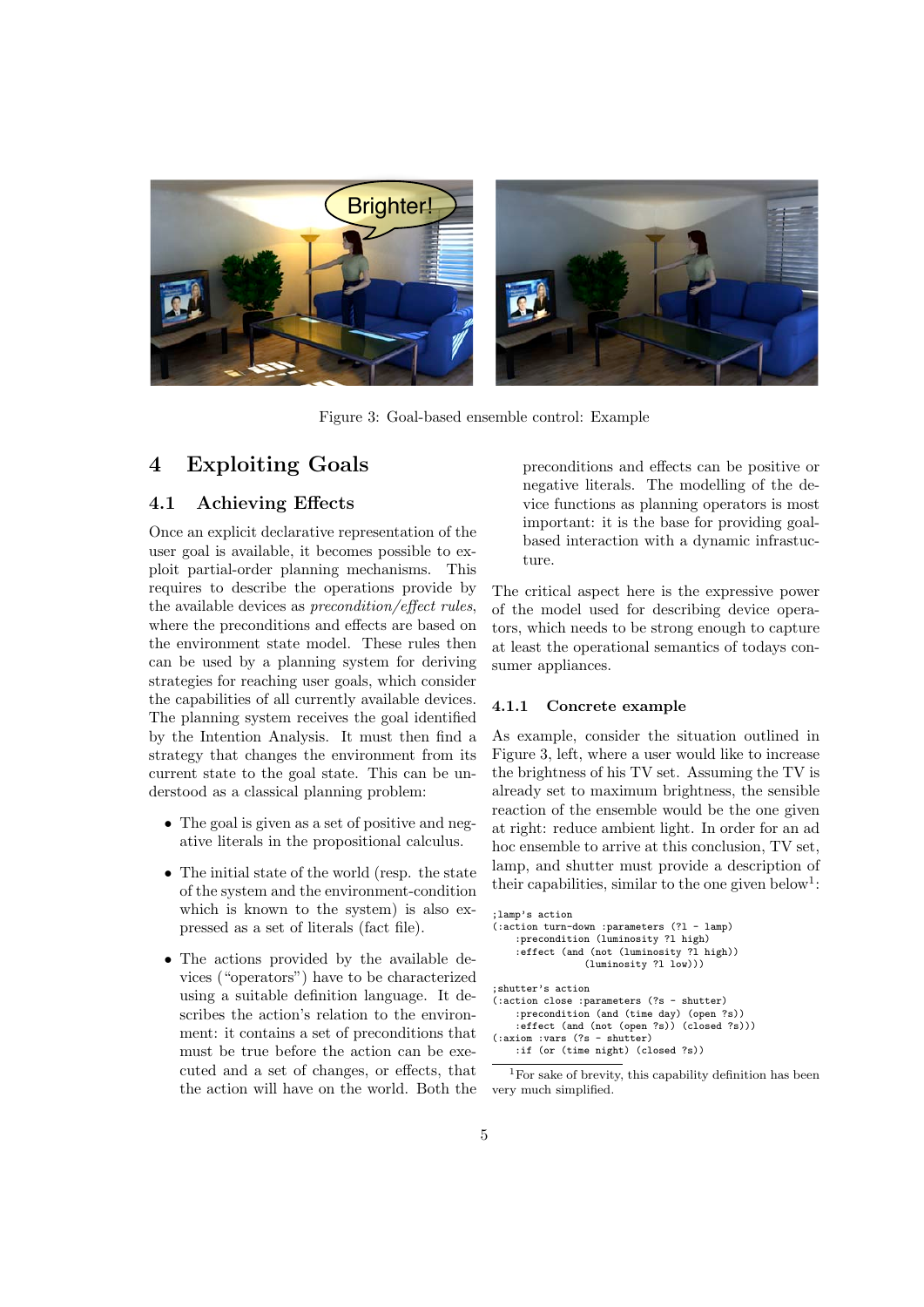Figure 3: Goal-based ensemble control: Example

# 4 Exploiting Goals

## 4.1 Achieving Effects

Once an explicit declarative representation of the user goal is available, it becomes possible to exploit partial-order planning mechanisms. This requires to describe the operations provide by the available devices as *precondition/effect rules*, where the preconditions and effects are based on the environment state model. These rules then can be used by a planning system for deriving strategies for reaching user goals, which consider the capabilities of all currently available devices. The planning system receives the goal identified by the Intention Analysis. It must then find a strategy that changes the environment from its current state to the goal state. This can be understood as a classical planning problem:

- The goal is given as a set of positive and negative literals in the propositional calculus.
- The initial state of the world (resp. the state of the system and the environment-condition which is known to the system) is also expressed as a set of literals (fact file).
- The actions provided by the available devices ("operators") have to be characterized using a suitable definition language. It describes the action's relation to the environment: it contains a set of preconditions that must be true before the action can be executed and a set of changes, or effects, that the action will have on the world. Both the preconditions and effects can be positive or negative literals. The modelling of the device functions as planning operators is most important: it is the base for providing goal-based interaction with a dynamic infrastructure.

The critical aspect here is the expressive power of the model used for describing device operators, which needs to be strong enough to capture at least the operational semantics of todays consumer appliances.

### 4.1.1 Concrete example

As example, consider the situation outlined in Figure 3, left, where a user would like to increase the brightness of his TV set. Assuming the TV is already set to maximum brightness, the sensible reaction of the ensemble would be the one given at right: reduce ambient light. In order for an ad hoc ensemble to arrive at this conclusion, TV set, lamp, and shutter must provide a description of their capabilities, similar to the one given below[1]:

```
;lamp's action
(:action turn-down :parameters (?l - lamp)
    :precondition (luminosity ?l high)
    :effect (and (not (luminosity ?l high))
              (luminosity ?l low)))

;shutter's action
(:action close :parameters (?s - shutter)
    :precondition (and (time day) (open ?s))
    :effect (and (not (open ?s)) (closed ?s)))
(:axiom :vars (?s - shutter)
    :if (or (time night) (closed ?s))
```

[1] For sake of brevity, this capability definition has been very much simplified.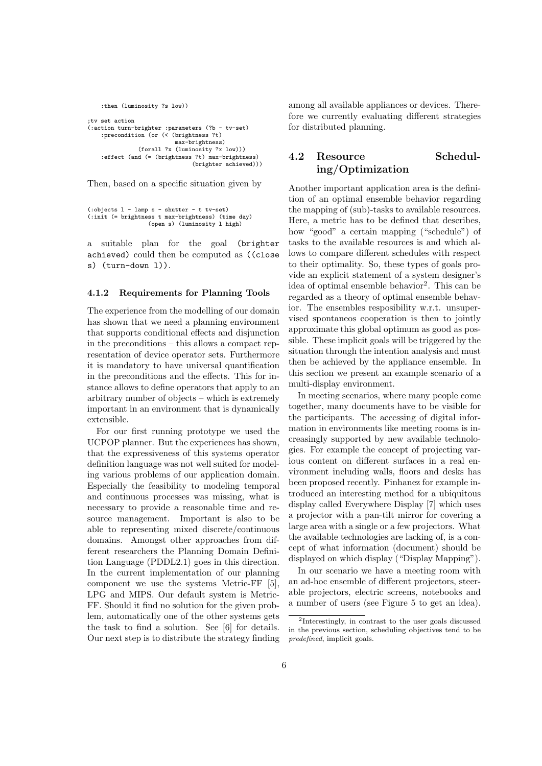```
    :then (luminosity ?s low))

;tv set action
(:action turn-brighter :parameters (?b - tv-set)
    :precondition (or (< (brightness ?t)
                          max-brightness)
                  (forall ?x (luminosity ?x low)))
    :effect (and (= (brightness ?t) max-brightness)
                 (brighter achieved)))
```

Then, based on a specific situation given by

```
(:objects l - lamp s - shutter - t tv-set)
(:init (= brightness t max-brightness) (time day)
       (open s) (luminosity l high)
```

a suitable plan for the goal `(brighter achieved)` could then be computed as `((close s) (turn-down l))`.

#### 4.1.2 Requirements for Planning Tools

The experience from the modelling of our domain has shown that we need a planning environment that supports conditional effects and disjunction in the preconditions – this allows a compact representation of device operator sets. Furthermore it is mandatory to have universal quantification in the preconditions and the effects. This for instance allows to define operators that apply to an arbitrary number of objects – which is extremely important in an environment that is dynamically extensible.

For our first running prototype we used the UCPOP planner. But the experiences has shown, that the expressiveness of this systems operator definition language was not well suited for modeling various problems of our application domain. Especially the feasibility to modeling temporal and continuous processes was missing, what is necessary to provide a reasonable time and resource management. Important is also to be able to representing mixed discrete/continuous domains. Amongst other approaches from different researchers the Planning Domain Definition Language (PDDL2.1) goes in this direction. In the current implementation of our planning component we use the systems Metric-FF [5], LPG and MIPS. Our default system is Metric-FF. Should it find no solution for the given problem, automatically one of the other systems gets the task to find a solution. See [6] for details. Our next step is to distribute the strategy finding among all available appliances or devices. Therefore we currently evaluating different strategies for distributed planning.

### 4.2 Resource Scheduling/Optimization

Another important application area is the definition of an optimal ensemble behavior regarding the mapping of (sub)-tasks to available resources. Here, a metric has to be defined that describes, how "good" a certain mapping ("schedule") of tasks to the available resources is and which allows to compare different schedules with respect to their optimality. So, these types of goals provide an explicit statement of a system designer's idea of optimal ensemble behavior[2]. This can be regarded as a theory of optimal ensemble behavior. The ensembles resposibility w.r.t. unsupervised spontaneos cooperation is then to jointly approximate this global optimum as good as possible. These implicit goals will be triggered by the situation through the intention analysis and must then be achieved by the appliance ensemble. In this section we present an example scenario of a multi-display environment.

In meeting scenarios, where many people come together, many documents have to be visible for the participants. The accessing of digital information in environments like meeting rooms is increasingly supported by new available technologies. For example the concept of projecting various content on different surfaces in a real environment including walls, floors and desks has been proposed recently. Pinhanez for example introduced an interesting method for a ubiquitous display called Everywhere Display [7] which uses a projector with a pan-tilt mirror for covering a large area with a single or a few projectors. What the available technologies are lacking of, is a concept of what information (document) should be displayed on which display ("Display Mapping").

In our scenario we have a meeting room with an ad-hoc ensemble of different projectors, steerable projectors, electric screens, notebooks and a number of users (see Figure 5 to get an idea).

[2] Interestingly, in contrast to the user goals discussed in the previous section, scheduling objectives tend to be *predefined*, implicit goals.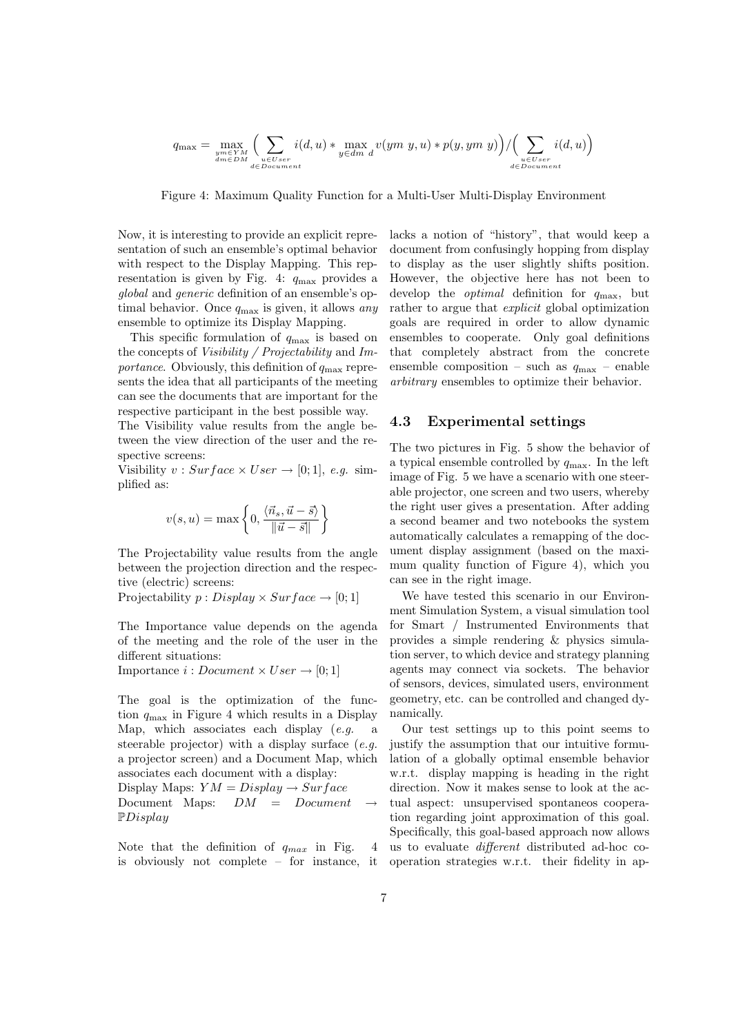$$q_{\max} = \max_{\substack{ym \in YM \\ dm \in DM}} \Big( \sum_{\substack{u \in User \\ d \in Document}} i(d,u) * \max_{y \in dm\ d} v(ym\ y, u) * p(y, ym\ y) \Big) / \Big( \sum_{\substack{u \in User \\ d \in Document}} i(d,u) \Big)$$

Figure 4: Maximum Quality Function for a Multi-User Multi-Display Environment

Now, it is interesting to provide an explicit representation of such an ensemble's optimal behavior with respect to the Display Mapping. This representation is given by Fig. 4: $q_{\max}$ provides a *global* and *generic* definition of an ensemble's optimal behavior. Once $q_{\max}$ is given, it allows *any* ensemble to optimize its Display Mapping.

This specific formulation of $q_{\max}$ is based on the concepts of *Visibility / Projectability* and *Importance*. Obviously, this definition of $q_{\max}$ represents the idea that all participants of the meeting can see the documents that are important for the respective participant in the best possible way.
The Visibility value results from the angle between the view direction of the user and the respective screens:
Visibility $v : Surface \times User \rightarrow [0; 1]$, *e.g.* simplified as:

$$v(s, u) = \max \left\{ 0, \frac{\langle \vec{n}_s, \vec{u} - \vec{s} \rangle}{\|\vec{u} - \vec{s}\|} \right\}$$

The Projectability value results from the angle between the projection direction and the respective (electric) screens:
Projectability $p : Display \times Surface \rightarrow [0; 1]$

The Importance value depends on the agenda of the meeting and the role of the user in the different situations:
Importance $i : Document \times User \rightarrow [0; 1]$

The goal is the optimization of the function $q_{\max}$ in Figure 4 which results in a Display Map, which associates each display (*e.g.* a steerable projector) with a display surface (*e.g.* a projector screen) and a Document Map, which associates each document with a display:
Display Maps: $YM = Display \rightarrow Surface$
Document Maps: $DM = Document \rightarrow \mathbb{P}Display$

Note that the definition of $q_{max}$ in Fig. 4 is obviously not complete – for instance, it lacks a notion of "history", that would keep a document from confusingly hopping from display to display as the user slightly shifts position. However, the objective here has not been to develop the *optimal* definition for $q_{\max}$, but rather to argue that *explicit* global optimization goals are required in order to allow dynamic ensembles to cooperate. Only goal definitions that completely abstract from the concrete ensemble composition – such as $q_{\max}$ – enable *arbitrary* ensembles to optimize their behavior.

### 4.3 Experimental settings

The two pictures in Fig. 5 show the behavior of a typical ensemble controlled by $q_{\max}$. In the left image of Fig. 5 we have a scenario with one steerable projector, one screen and two users, whereby the right user gives a presentation. After adding a second beamer and two notebooks the system automatically calculates a remapping of the document display assignment (based on the maximum quality function of Figure 4), which you can see in the right image.

We have tested this scenario in our Environment Simulation System, a visual simulation tool for Smart / Instrumented Environments that provides a simple rendering & physics simulation server, to which device and strategy planning agents may connect via sockets. The behavior of sensors, devices, simulated users, environment geometry, etc. can be controlled and changed dynamically.

Our test settings up to this point seems to justify the assumption that our intuitive formulation of a globally optimal ensemble behavior w.r.t. display mapping is heading in the right direction. Now it makes sense to look at the actual aspect: unsupervised spontaneos cooperation regarding joint approximation of this goal. Specifically, this goal-based approach now allows us to evaluate *different* distributed ad-hoc cooperation strategies w.r.t. their fidelity in ap-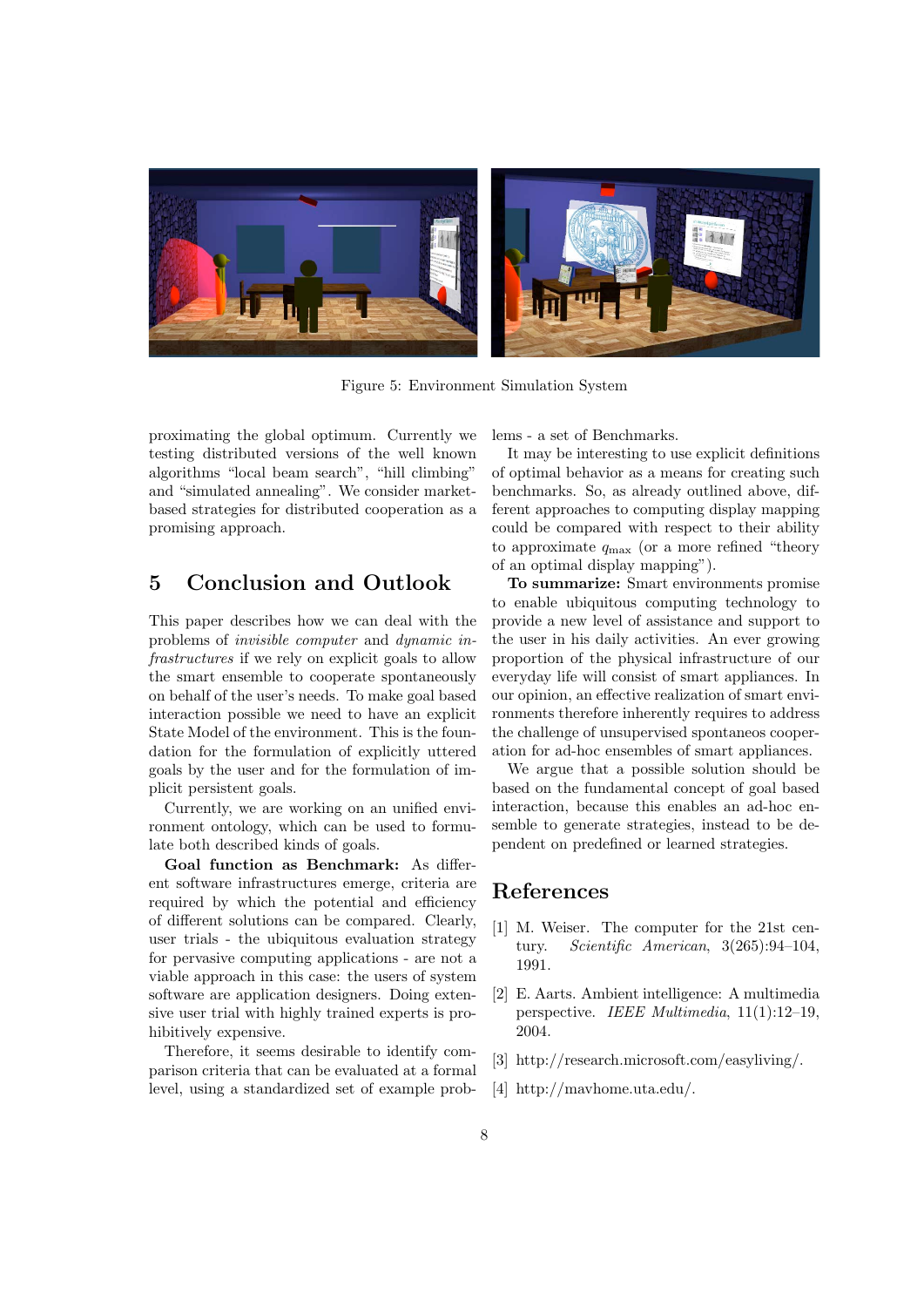Figure 5: Environment Simulation System

proximating the global optimum. Currently we testing distributed versions of the well known algorithms "local beam search", "hill climbing" and "simulated annealing". We consider market-based strategies for distributed cooperation as a promising approach.

## 5 Conclusion and Outlook

This paper describes how we can deal with the problems of *invisible computer* and *dynamic infrastructures* if we rely on explicit goals to allow the smart ensemble to cooperate spontaneously on behalf of the user's needs. To make goal based interaction possible we need to have an explicit State Model of the environment. This is the foundation for the formulation of explicitly uttered goals by the user and for the formulation of implicit persistent goals.

Currently, we are working on an unified environment ontology, which can be used to formulate both described kinds of goals.

**Goal function as Benchmark:** As different software infrastructures emerge, criteria are required by which the potential and efficiency of different solutions can be compared. Clearly, user trials - the ubiquitous evaluation strategy for pervasive computing applications - are not a viable approach in this case: the users of system software are application designers. Doing extensive user trial with highly trained experts is prohibitively expensive.

Therefore, it seems desirable to identify comparison criteria that can be evaluated at a formal level, using a standardized set of example problems - a set of Benchmarks.

It may be interesting to use explicit definitions of optimal behavior as a means for creating such benchmarks. So, as already outlined above, different approaches to computing display mapping could be compared with respect to their ability to approximate $q_{\max}$ (or a more refined "theory of an optimal display mapping").

**To summarize:** Smart environments promise to enable ubiquitous computing technology to provide a new level of assistance and support to the user in his daily activities. An ever growing proportion of the physical infrastructure of our everyday life will consist of smart appliances. In our opinion, an effective realization of smart environments therefore inherently requires to address the challenge of unsupervised spontaneos cooperation for ad-hoc ensembles of smart appliances.

We argue that a possible solution should be based on the fundamental concept of goal based interaction, because this enables an ad-hoc ensemble to generate strategies, instead to be dependent on predefined or learned strategies.

## References

[1] M. Weiser. The computer for the 21st century. *Scientific American*, 3(265):94–104, 1991.

[2] E. Aarts. Ambient intelligence: A multimedia perspective. *IEEE Multimedia*, 11(1):12–19, 2004.

[3] http://research.microsoft.com/easyliving/.

[4] http://mavhome.uta.edu/.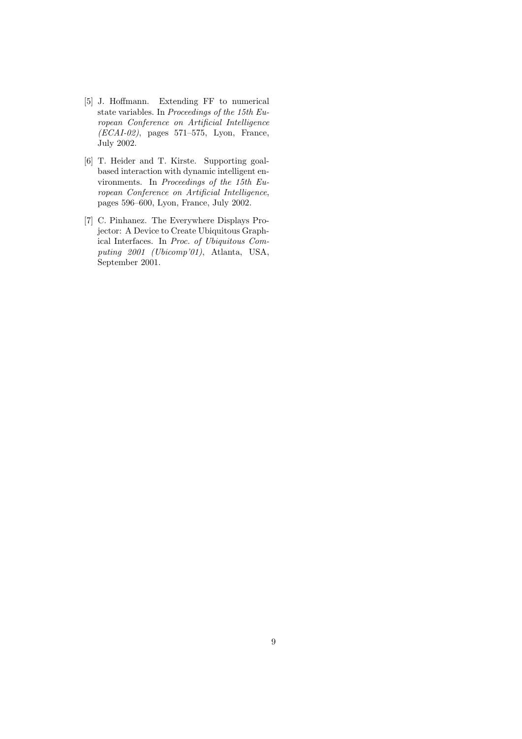[5] J. Hoffmann. Extending FF to numerical state variables. In *Proceedings of the 15th European Conference on Artificial Intelligence (ECAI-02)*, pages 571–575, Lyon, France, July 2002.

[6] T. Heider and T. Kirste. Supporting goal-based interaction with dynamic intelligent environments. In *Proceedings of the 15th European Conference on Artificial Intelligence*, pages 596–600, Lyon, France, July 2002.

[7] C. Pinhanez. The Everywhere Displays Projector: A Device to Create Ubiquitous Graphical Interfaces. In *Proc. of Ubiquitous Computing 2001 (Ubicomp'01)*, Atlanta, USA, September 2001.